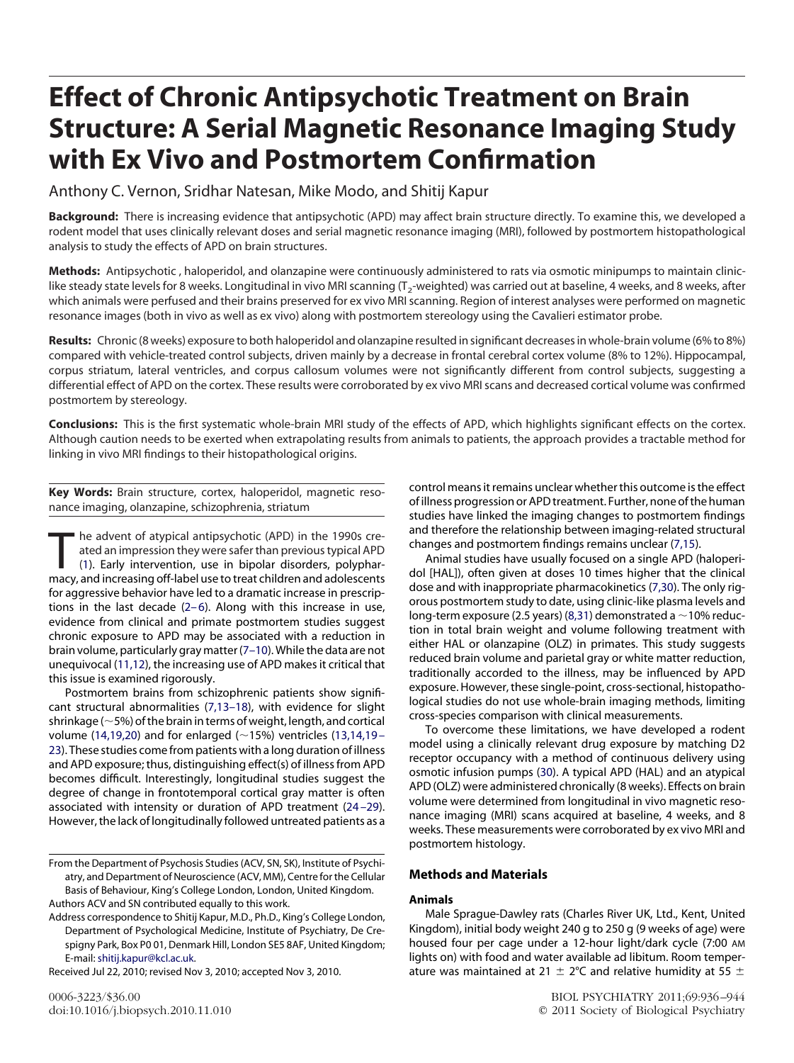# Effect of Chronic Antipsychotic Treatment on Brain Structure: A Serial Magnetic Resonance Imaging Study with Ex Vivo and Postmortem Confirmation

Anthony C. Vernon, Sridhar Natesan, Mike Modo, and Shitij Kapur

**Background:** There is increasing evidence that antipsychotic (APD) may affect brain structure directly. To examine this, we developed a rodent model that uses clinically relevant doses and serial magnetic resonance imaging (MRI), followed by postmortem histopathological analysis to study the effects of APD on brain structures.

**Methods:** Antipsychotic , haloperidol, and olanzapine were continuously administered to rats via osmotic minipumps to maintain clinic-like steady state levels for 8 weeks. Longitudinal in vivo MRI scanning ($T_2$-weighted) was carried out at baseline, 4 weeks, and 8 weeks, after which animals were perfused and their brains preserved for ex vivo MRI scanning. Region of interest analyses were performed on magnetic resonance images (both in vivo as well as ex vivo) along with postmortem stereology using the Cavalieri estimator probe.

**Results:** Chronic (8 weeks) exposure to both haloperidol and olanzapine resulted in significant decreases in whole-brain volume (6% to 8%) compared with vehicle-treated control subjects, driven mainly by a decrease in frontal cerebral cortex volume (8% to 12%). Hippocampal, corpus striatum, lateral ventricles, and corpus callosum volumes were not significantly different from control subjects, suggesting a differential effect of APD on the cortex. These results were corroborated by ex vivo MRI scans and decreased cortical volume was confirmed postmortem by stereology.

**Conclusions:** This is the first systematic whole-brain MRI study of the effects of APD, which highlights significant effects on the cortex. Although caution needs to be exerted when extrapolating results from animals to patients, the approach provides a tractable method for linking in vivo MRI findings to their histopathological origins.

**Key Words:** Brain structure, cortex, haloperidol, magnetic resonance imaging, olanzapine, schizophrenia, striatum

The advent of atypical antipsychotic (APD) in the 1990s created an impression they were safer than previous typical APD (1). Early intervention, use in bipolar disorders, polypharmacy, and increasing off-label use to treat children and adolescents for aggressive behavior have led to a dramatic increase in prescriptions in the last decade (2–6). Along with this increase in use, evidence from clinical and primate postmortem studies suggest chronic exposure to APD may be associated with a reduction in brain volume, particularly gray matter (7–10). While the data are not unequivocal (11,12), the increasing use of APD makes it critical that this issue is examined rigorously.

Postmortem brains from schizophrenic patients show significant structural abnormalities (7,13–18), with evidence for slight shrinkage (~5%) of the brain in terms of weight, length, and cortical volume (14,19,20) and for enlarged (~15%) ventricles (13,14,19–23). These studies come from patients with a long duration of illness and APD exposure; thus, distinguishing effect(s) of illness from APD becomes difficult. Interestingly, longitudinal studies suggest the degree of change in frontotemporal cortical gray matter is often associated with intensity or duration of APD treatment (24–29). However, the lack of longitudinally followed untreated patients as a control means it remains unclear whether this outcome is the effect of illness progression or APD treatment. Further, none of the human studies have linked the imaging changes to postmortem findings and therefore the relationship between imaging-related structural changes and postmortem findings remains unclear (7,15).

Animal studies have usually focused on a single APD (haloperidol [HAL]), often given at doses 10 times higher that the clinical dose and with inappropriate pharmacokinetics (7,30). The only rigorous postmortem study to date, using clinic-like plasma levels and long-term exposure (2.5 years) (8,31) demonstrated a ~10% reduction in total brain weight and volume following treatment with either HAL or olanzapine (OLZ) in primates. This study suggests reduced brain volume and parietal gray or white matter reduction, traditionally accorded to the illness, may be influenced by APD exposure. However, these single-point, cross-sectional, histopathological studies do not use whole-brain imaging methods, limiting cross-species comparison with clinical measurements.

To overcome these limitations, we have developed a rodent model using a clinically relevant drug exposure by matching D2 receptor occupancy with a method of continuous delivery using osmotic infusion pumps (30). A typical APD (HAL) and an atypical APD (OLZ) were administered chronically (8 weeks). Effects on brain volume were determined from longitudinal in vivo magnetic resonance imaging (MRI) scans acquired at baseline, 4 weeks, and 8 weeks. These measurements were corroborated by ex vivo MRI and postmortem histology.

## Methods and Materials

### Animals

Male Sprague-Dawley rats (Charles River UK, Ltd., Kent, United Kingdom), initial body weight 240 g to 250 g (9 weeks of age) were housed four per cage under a 12-hour light/dark cycle (7:00 AM lights on) with food and water available ad libitum. Room temperature was maintained at 21 ± 2°C and relative humidity at 55 ±

From the Department of Psychosis Studies (ACV, SN, SK), Institute of Psychiatry, and Department of Neuroscience (ACV, MM), Centre for the Cellular Basis of Behaviour, King's College London, London, United Kingdom.

Authors ACV and SN contributed equally to this work.

Address correspondence to Shitij Kapur, M.D., Ph.D., King's College London, Department of Psychological Medicine, Institute of Psychiatry, De Crespigny Park, Box P0 01, Denmark Hill, London SE5 8AF, United Kingdom; E-mail: shitij.kapur@kcl.ac.uk.

Received Jul 22, 2010; revised Nov 3, 2010; accepted Nov 3, 2010.

0006-3223/$36.00
doi:10.1016/j.biopsych.2010.11.010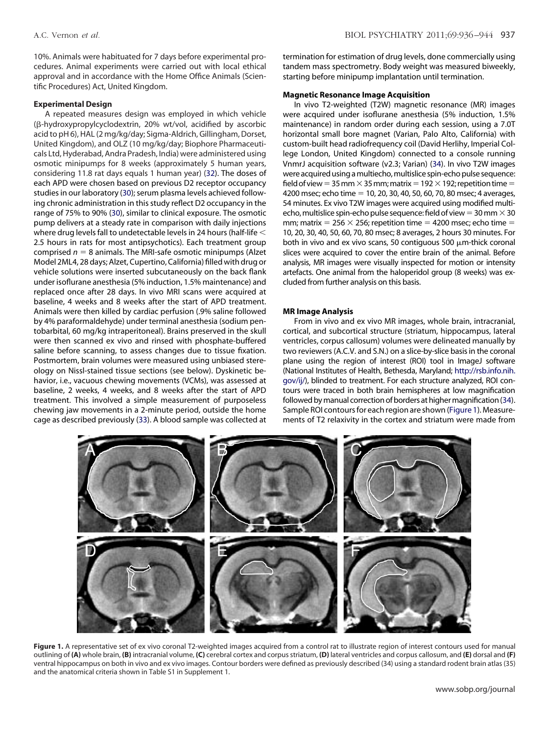10%. Animals were habituated for 7 days before experimental procedures. Animal experiments were carried out with local ethical approval and in accordance with the Home Office Animals (Scientific Procedures) Act, United Kingdom.

**Experimental Design**

A repeated measures design was employed in which vehicle (β-hydroxypropylcyclodextrin, 20% wt/vol, acidified by ascorbic acid to pH 6), HAL (2 mg/kg/day; Sigma-Aldrich, Gillingham, Dorset, United Kingdom), and OLZ (10 mg/kg/day; Biophore Pharmaceuticals Ltd, Hyderabad, Andra Pradesh, India) were administered using osmotic minipumps for 8 weeks (approximately 5 human years, considering 11.8 rat days equals 1 human year) (32). The doses of each APD were chosen based on previous D2 receptor occupancy studies in our laboratory (30); serum plasma levels achieved following chronic administration in this study reflect D2 occupancy in the range of 75% to 90% (30), similar to clinical exposure. The osmotic pump delivers at a steady rate in comparison with daily injections where drug levels fall to undetectable levels in 24 hours (half-life < 2.5 hours in rats for most antipsychotics). Each treatment group comprised $n = 8$ animals. The MRI-safe osmotic minipumps (Alzet Model 2ML4, 28 days; Alzet, Cupertino, California) filled with drug or vehicle solutions were inserted subcutaneously on the back flank under isoflurane anesthesia (5% induction, 1.5% maintenance) and replaced once after 28 days. In vivo MRI scans were acquired at baseline, 4 weeks and 8 weeks after the start of APD treatment. Animals were then killed by cardiac perfusion (.9% saline followed by 4% paraformaldehyde) under terminal anesthesia (sodium pentobarbital, 60 mg/kg intraperitoneal). Brains preserved in the skull were then scanned ex vivo and rinsed with phosphate-buffered saline before scanning, to assess changes due to tissue fixation. Postmortem, brain volumes were measured using unbiased stereology on Nissl-stained tissue sections (see below). Dyskinetic behavior, i.e., vacuous chewing movements (VCMs), was assessed at baseline, 2 weeks, 4 weeks, and 8 weeks after the start of APD treatment. This involved a simple measurement of purposeless chewing jaw movements in a 2-minute period, outside the home cage as described previously (33). A blood sample was collected at termination for estimation of drug levels, done commercially using tandem mass spectrometry. Body weight was measured biweekly, starting before minipump implantation until termination.

**Magnetic Resonance Image Acquisition**

In vivo T2-weighted (T2W) magnetic resonance (MR) images were acquired under isoflurane anesthesia (5% induction, 1.5% maintenance) in random order during each session, using a 7.0T horizontal small bore magnet (Varian, Palo Alto, California) with custom-built head radiofrequency coil (David Herlihy, Imperial College London, United Kingdom) connected to a console running VnmrJ acquisition software (v2.3; Varian) (34). In vivo T2W images were acquired using a multiecho, multislice spin-echo pulse sequence: field of view = 35 mm × 35 mm; matrix = 192 × 192; repetition time = 4200 msec; echo time = 10, 20, 30, 40, 50, 60, 70, 80 msec; 4 averages, 54 minutes. Ex vivo T2W images were acquired using modified multiecho, multislice spin-echo pulse sequence: field of view = 30 mm × 30 mm; matrix = 256 × 256; repetition time = 4200 msec; echo time = 10, 20, 30, 40, 50, 60, 70, 80 msec; 8 averages, 2 hours 30 minutes. For both in vivo and ex vivo scans, 50 contiguous 500 μm-thick coronal slices were acquired to cover the entire brain of the animal. Before analysis, MR images were visually inspected for motion or intensity artefacts. One animal from the haloperidol group (8 weeks) was excluded from further analysis on this basis.

**MR Image Analysis**

From in vivo and ex vivo MR images, whole brain, intracranial, cortical, and subcortical structure (striatum, hippocampus, lateral ventricles, corpus callosum) volumes were delineated manually by two reviewers (A.C.V. and S.N.) on a slice-by-slice basis in the coronal plane using the region of interest (ROI) tool in ImageJ software (National Institutes of Health, Bethesda, Maryland; http://rsb.info.nih.gov/ij/), blinded to treatment. For each structure analyzed, ROI contours were traced in both brain hemispheres at low magnification followed by manual correction of borders at higher magnification (34). Sample ROI contours for each region are shown (Figure 1). Measurements of T2 relaxivity in the cortex and striatum were made from

**Figure 1.** A representative set of ex vivo coronal T2-weighted images acquired from a control rat to illustrate region of interest contours used for manual outlining of **(A)** whole brain, **(B)** intracranial volume, **(C)** cerebral cortex and corpus striatum, **(D)** lateral ventricles and corpus callosum, and **(E)** dorsal and **(F)** ventral hippocampus on both in vivo and ex vivo images. Contour borders were defined as previously described (34) using a standard rodent brain atlas (35) and the anatomical criteria shown in Table S1 in Supplement 1.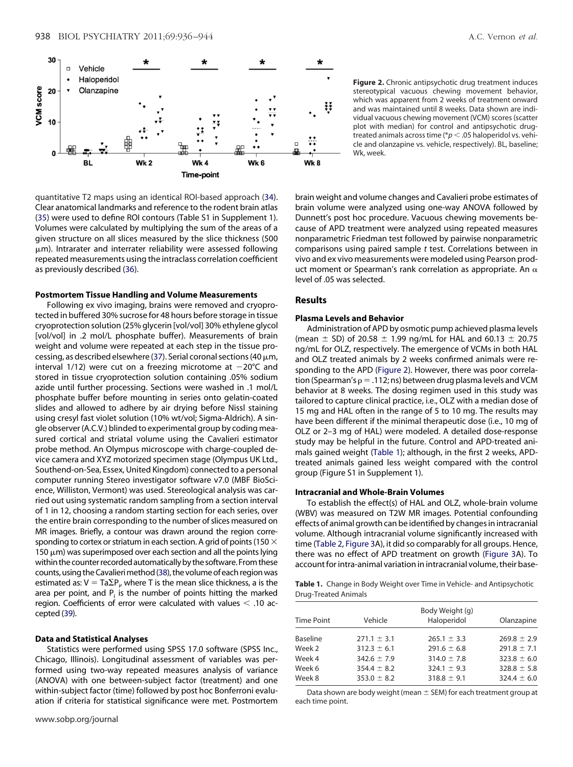**Figure 2.** Chronic antipsychotic drug treatment induces stereotypical vacuous chewing movement behavior, which was apparent from 2 weeks of treatment onward and was maintained until 8 weeks. Data shown are individual vacuous chewing movement (VCM) scores (scatter plot with median) for control and antipsychotic drug-treated animals across time (*$p < .05$ haloperidol vs. vehicle and olanzapine vs. vehicle, respectively). BL, baseline; Wk, week.

quantitative T2 maps using an identical ROI-based approach (34). Clear anatomical landmarks and reference to the rodent brain atlas (35) were used to define ROI contours (Table S1 in Supplement 1). Volumes were calculated by multiplying the sum of the areas of a given structure on all slices measured by the slice thickness (500 μm). Intrarater and interrater reliability were assessed following repeated measurements using the intraclass correlation coefficient as previously described (36).

#### Postmortem Tissue Handling and Volume Measurements

Following ex vivo imaging, brains were removed and cryoprotected in buffered 30% sucrose for 48 hours before storage in tissue cryoprotection solution (25% glycerin [vol/vol] 30% ethylene glycol [vol/vol] in .2 mol/L phosphate buffer). Measurements of brain weight and volume were repeated at each step in the tissue processing, as described elsewhere (37). Serial coronal sections (40 μm, interval 1/12) were cut on a freezing microtome at −20°C and stored in tissue cryoprotection solution containing .05% sodium azide until further processing. Sections were washed in .1 mol/L phosphate buffer before mounting in series onto gelatin-coated slides and allowed to adhere by air drying before Nissl staining using cresyl fast violet solution (10% wt/vol; Sigma-Aldrich). A single observer (A.C.V.) blinded to experimental group by coding measured cortical and striatal volume using the Cavalieri estimator probe method. An Olympus microscope with charge-coupled device camera and XYZ motorized specimen stage (Olympus UK Ltd., Southend-on-Sea, Essex, United Kingdom) connected to a personal computer running Stereo investigator software v7.0 (MBF BioScience, Williston, Vermont) was used. Stereological analysis was carried out using systematic random sampling from a section interval of 1 in 12, choosing a random starting section for each series, over the entire brain corresponding to the number of slices measured on MR images. Briefly, a contour was drawn around the region corresponding to cortex or striatum in each section. A grid of points (150 × 150 μm) was superimposed over each section and all the points lying within the counter recorded automatically by the software. From these counts, using the Cavalieri method (38), the volume of each region was estimated as: $V = Ta\Sigma P_i$, where T is the mean slice thickness, a is the area per point, and $P_i$ is the number of points hitting the marked region. Coefficients of error were calculated with values $< .10$ accepted (39).

#### Data and Statistical Analyses

Statistics were performed using SPSS 17.0 software (SPSS Inc., Chicago, Illinois). Longitudinal assessment of variables was performed using two-way repeated measures analysis of variance (ANOVA) with one between-subject factor (treatment) and one within-subject factor (time) followed by post hoc Bonferroni evaluation if criteria for statistical significance were met. Postmortem brain weight and volume changes and Cavalieri probe estimates of brain volume were analyzed using one-way ANOVA followed by Dunnett's post hoc procedure. Vacuous chewing movements because of APD treatment were analyzed using repeated measures nonparametric Friedman test followed by pairwise nonparametric comparisons using paired sample t test. Correlations between in vivo and ex vivo measurements were modeled using Pearson product moment or Spearman's rank correlation as appropriate. An α level of .05 was selected.

## Results

#### Plasma Levels and Behavior

Administration of APD by osmotic pump achieved plasma levels (mean ± SD) of 20.58 ± 1.99 ng/mL for HAL and 60.13 ± 20.75 ng/mL for OLZ, respectively. The emergence of VCMs in both HAL and OLZ treated animals by 2 weeks confirmed animals were responding to the APD (Figure 2). However, there was poor correlation (Spearman's $\rho = .112$; ns) between drug plasma levels and VCM behavior at 8 weeks. The dosing regimen used in this study was tailored to capture clinical practice, i.e., OLZ with a median dose of 15 mg and HAL often in the range of 5 to 10 mg. The results may have been different if the minimal therapeutic dose (i.e., 10 mg of OLZ or 2–3 mg of HAL) were modeled. A detailed dose-response study may be helpful in the future. Control and APD-treated animals gained weight (Table 1); although, in the first 2 weeks, APD-treated animals gained less weight compared with the control group (Figure S1 in Supplement 1).

#### Intracranial and Whole-Brain Volumes

To establish the effect(s) of HAL and OLZ, whole-brain volume (WBV) was measured on T2W MR images. Potential confounding effects of animal growth can be identified by changes in intracranial volume. Although intracranial volume significantly increased with time (Table 2, Figure 3A), it did so comparably for all groups. Hence, there was no effect of APD treatment on growth (Figure 3A). To account for intra-animal variation in intracranial volume, their base-

**Table 1.** Change in Body Weight over Time in Vehicle- and Antipsychotic Drug-Treated Animals

| Time Point | Vehicle | Body Weight (g) Haloperidol | Olanzapine |
|---|---|---|---|
| Baseline | 271.1 ± 3.1 | 265.1 ± 3.3 | 269.8 ± 2.9 |
| Week 2 | 312.3 ± 6.1 | 291.6 ± 6.8 | 291.8 ± 7.1 |
| Week 4 | 342.6 ± 7.9 | 314.0 ± 7.8 | 323.8 ± 6.0 |
| Week 6 | 354.4 ± 8.2 | 324.1 ± 9.3 | 328.8 ± 5.8 |
| Week 8 | 353.0 ± 8.2 | 318.8 ± 9.1 | 324.4 ± 6.0 |

Data shown are body weight (mean ± SEM) for each treatment group at each time point.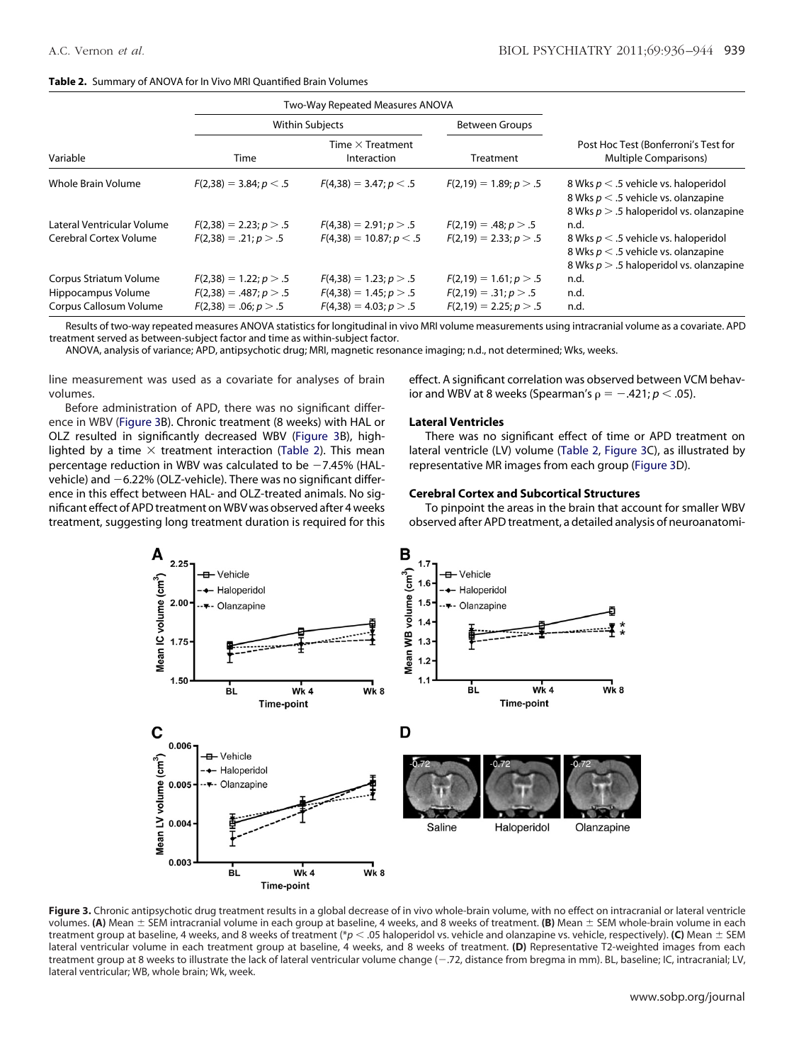**Table 2.** Summary of ANOVA for In Vivo MRI Quantified Brain Volumes

| | Two-Way Repeated Measures ANOVA | | | |
|---|---|---|---|---|
| | Within Subjects | | Between Groups | |
| Variable | Time | Time × Treatment Interaction | Treatment | Post Hoc Test (Bonferroni's Test for Multiple Comparisons) |
| Whole Brain Volume | $F(2,38) = 3.84; p < .5$ | $F(4,38) = 3.47; p < .5$ | $F(2,19) = 1.89; p > .5$ | 8 Wks $p < .5$ vehicle vs. haloperidol; 8 Wks $p < .5$ vehicle vs. olanzapine; 8 Wks $p > .5$ haloperidol vs. olanzapine |
| Lateral Ventricular Volume | $F(2,38) = 2.23; p > .5$ | $F(4,38) = 2.91; p > .5$ | $F(2,19) = .48; p > .5$ | n.d. |
| Cerebral Cortex Volume | $F(2,38) = .21; p > .5$ | $F(4,38) = 10.87; p < .5$ | $F(2,19) = 2.33; p > .5$ | 8 Wks $p < .5$ vehicle vs. haloperidol; 8 Wks $p < .5$ vehicle vs. olanzapine; 8 Wks $p > .5$ haloperidol vs. olanzapine |
| Corpus Striatum Volume | $F(2,38) = 1.22; p > .5$ | $F(4,38) = 1.23; p > .5$ | $F(2,19) = 1.61; p > .5$ | n.d. |
| Hippocampus Volume | $F(2,38) = .487; p > .5$ | $F(4,38) = 1.45; p > .5$ | $F(2,19) = .31; p > .5$ | n.d. |
| Corpus Callosum Volume | $F(2,38) = .06; p > .5$ | $F(4,38) = 4.03; p > .5$ | $F(2,19) = 2.25; p > .5$ | n.d. |

Results of two-way repeated measures ANOVA statistics for longitudinal in vivo MRI volume measurements using intracranial volume as a covariate. APD treatment served as between-subject factor and time as within-subject factor.

ANOVA, analysis of variance; APD, antipsychotic drug; MRI, magnetic resonance imaging; n.d., not determined; Wks, weeks.

line measurement was used as a covariate for analyses of brain volumes.

Before administration of APD, there was no significant difference in WBV (Figure 3B). Chronic treatment (8 weeks) with HAL or OLZ resulted in significantly decreased WBV (Figure 3B), highlighted by a time × treatment interaction (Table 2). This mean percentage reduction in WBV was calculated to be −7.45% (HAL-vehicle) and −6.22% (OLZ-vehicle). There was no significant difference in this effect between HAL- and OLZ-treated animals. No significant effect of APD treatment on WBV was observed after 4 weeks treatment, suggesting long treatment duration is required for this effect. A significant correlation was observed between VCM behavior and WBV at 8 weeks (Spearman's $\rho = -.421$; $p < .05$).

### Lateral Ventricles

There was no significant effect of time or APD treatment on lateral ventricle (LV) volume (Table 2, Figure 3C), as illustrated by representative MR images from each group (Figure 3D).

### Cerebral Cortex and Subcortical Structures

To pinpoint the areas in the brain that account for smaller WBV observed after APD treatment, a detailed analysis of neuroanatomi-

**Figure 3.** Chronic antipsychotic drug treatment results in a global decrease of in vivo whole-brain volume, with no effect on intracranial or lateral ventricle volumes. **(A)** Mean ± SEM intracranial volume in each group at baseline, 4 weeks, and 8 weeks of treatment. **(B)** Mean ± SEM whole-brain volume in each treatment group at baseline, 4 weeks, and 8 weeks of treatment (*$p < .05$ haloperidol vs. vehicle and olanzapine vs. vehicle, respectively). **(C)** Mean ± SEM lateral ventricular volume in each treatment group at baseline, 4 weeks, and 8 weeks of treatment. **(D)** Representative T2-weighted images from each treatment group at 8 weeks to illustrate the lack of lateral ventricular volume change (−.72, distance from bregma in mm). BL, baseline; IC, intracranial; LV, lateral ventricular; WB, whole brain; Wk, week.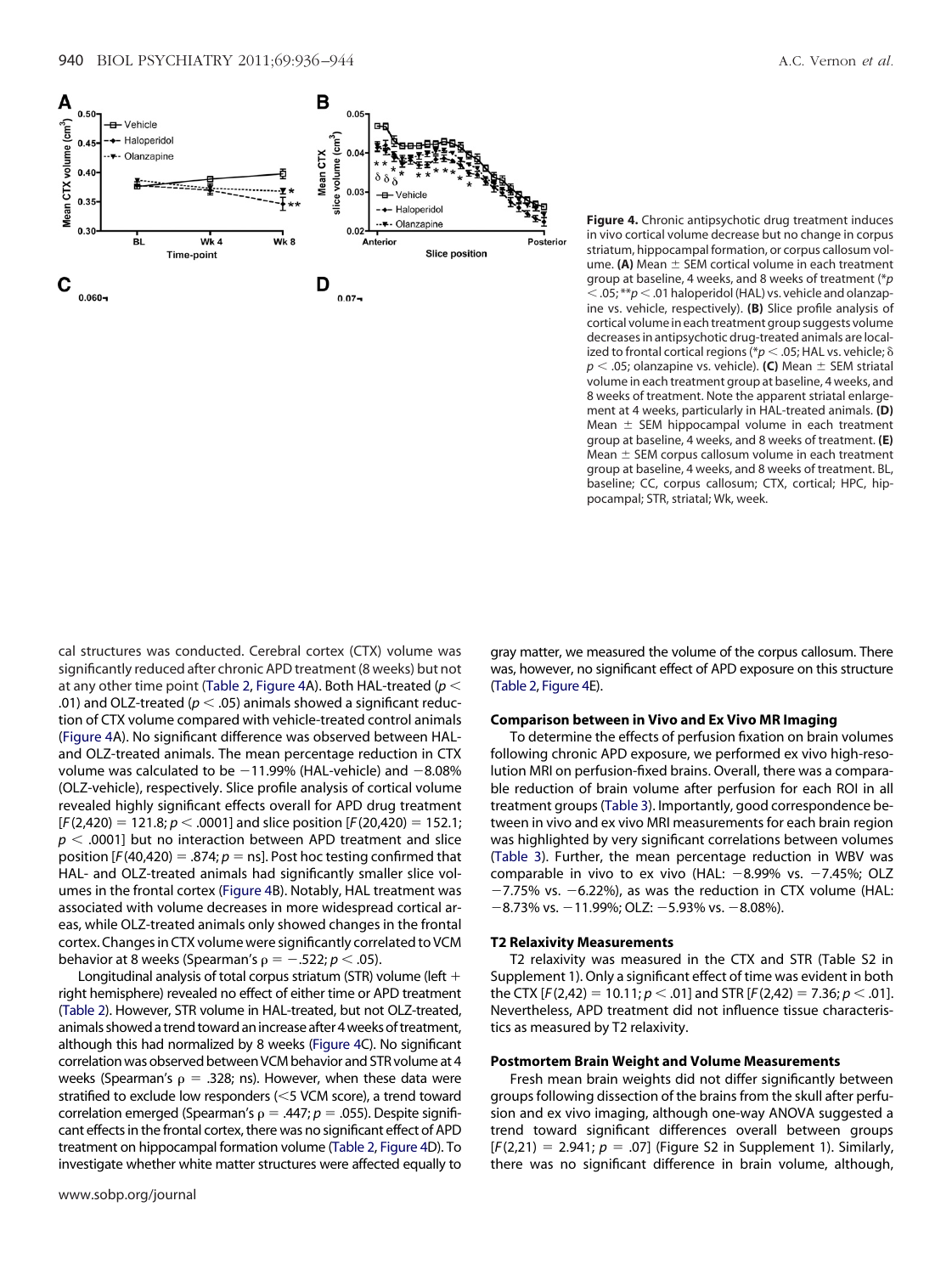**Figure 4.** Chronic antipsychotic drug treatment induces in vivo cortical volume decrease but no change in corpus striatum, hippocampal formation, or corpus callosum volume. **(A)** Mean ± SEM cortical volume in each treatment group at baseline, 4 weeks, and 8 weeks of treatment (* $p < .05$; ** $p < .01$ haloperidol (HAL) vs. vehicle and olanzapine vs. vehicle, respectively). **(B)** Slice profile analysis of cortical volume in each treatment group suggests volume decreases in antipsychotic drug-treated animals are localized to frontal cortical regions (* $p < .05$; HAL vs. vehicle; δ $p < .05$; olanzapine vs. vehicle). **(C)** Mean ± SEM striatal volume in each treatment group at baseline, 4 weeks, and 8 weeks of treatment. Note the apparent striatal enlargement at 4 weeks, particularly in HAL-treated animals. **(D)** Mean ± SEM hippocampal volume in each treatment group at baseline, 4 weeks, and 8 weeks of treatment. **(E)** Mean ± SEM corpus callosum volume in each treatment group at baseline, 4 weeks, and 8 weeks of treatment. BL, baseline; CC, corpus callosum; CTX, cortical; HPC, hippocampal; STR, striatal; Wk, week.

cal structures was conducted. Cerebral cortex (CTX) volume was significantly reduced after chronic APD treatment (8 weeks) but not at any other time point (Table 2, Figure 4A). Both HAL-treated ($p < .01$) and OLZ-treated ($p < .05$) animals showed a significant reduction of CTX volume compared with vehicle-treated control animals (Figure 4A). No significant difference was observed between HAL- and OLZ-treated animals. The mean percentage reduction in CTX volume was calculated to be −11.99% (HAL-vehicle) and −8.08% (OLZ-vehicle), respectively. Slice profile analysis of cortical volume revealed highly significant effects overall for APD drug treatment [$F(2,420) = 121.8$; $p < .0001$] and slice position [$F(20,420) = 152.1$; $p < .0001$] but no interaction between APD treatment and slice position [$F(40,420) = .874$; $p =$ ns]. Post hoc testing confirmed that HAL- and OLZ-treated animals had significantly smaller slice volumes in the frontal cortex (Figure 4B). Notably, HAL treatment was associated with volume decreases in more widespread cortical areas, while OLZ-treated animals only showed changes in the frontal cortex. Changes in CTX volume were significantly correlated to VCM behavior at 8 weeks (Spearman's $\rho = -.522$; $p < .05$).

Longitudinal analysis of total corpus striatum (STR) volume (left + right hemisphere) revealed no effect of either time or APD treatment (Table 2). However, STR volume in HAL-treated, but not OLZ-treated, animals showed a trend toward an increase after 4 weeks of treatment, although this had normalized by 8 weeks (Figure 4C). No significant correlation was observed between VCM behavior and STR volume at 4 weeks (Spearman's $\rho = .328$; ns). However, when these data were stratified to exclude low responders (<5 VCM score), a trend toward correlation emerged (Spearman's $\rho = .447$; $p = .055$). Despite significant effects in the frontal cortex, there was no significant effect of APD treatment on hippocampal formation volume (Table 2, Figure 4D). To investigate whether white matter structures were affected equally to gray matter, we measured the volume of the corpus callosum. There was, however, no significant effect of APD exposure on this structure (Table 2, Figure 4E).

### Comparison between In Vivo and Ex Vivo MR Imaging

To determine the effects of perfusion fixation on brain volumes following chronic APD exposure, we performed ex vivo high-resolution MRI on perfusion-fixed brains. Overall, there was a comparable reduction of brain volume after perfusion for each ROI in all treatment groups (Table 3). Importantly, good correspondence between in vivo and ex vivo MRI measurements for each brain region was highlighted by very significant correlations between volumes (Table 3). Further, the mean percentage reduction in WBV was comparable in vivo to ex vivo (HAL: −8.99% vs. −7.45%; OLZ −7.75% vs. −6.22%), as was the reduction in CTX volume (HAL: −8.73% vs. −11.99%; OLZ: −5.93% vs. −8.08%).

### T2 Relaxivity Measurements

T2 relaxivity was measured in the CTX and STR (Table S2 in Supplement 1). Only a significant effect of time was evident in both the CTX [$F(2,42) = 10.11$; $p < .01$] and STR [$F(2,42) = 7.36$; $p < .01$]. Nevertheless, APD treatment did not influence tissue characteristics as measured by T2 relaxivity.

### Postmortem Brain Weight and Volume Measurements

Fresh mean brain weights did not differ significantly between groups following dissection of the brains from the skull after perfusion and ex vivo imaging, although one-way ANOVA suggested a trend toward significant differences overall between groups [$F(2,21) = 2.941$; $p = .07$] (Figure S2 in Supplement 1). Similarly, there was no significant difference in brain volume, although,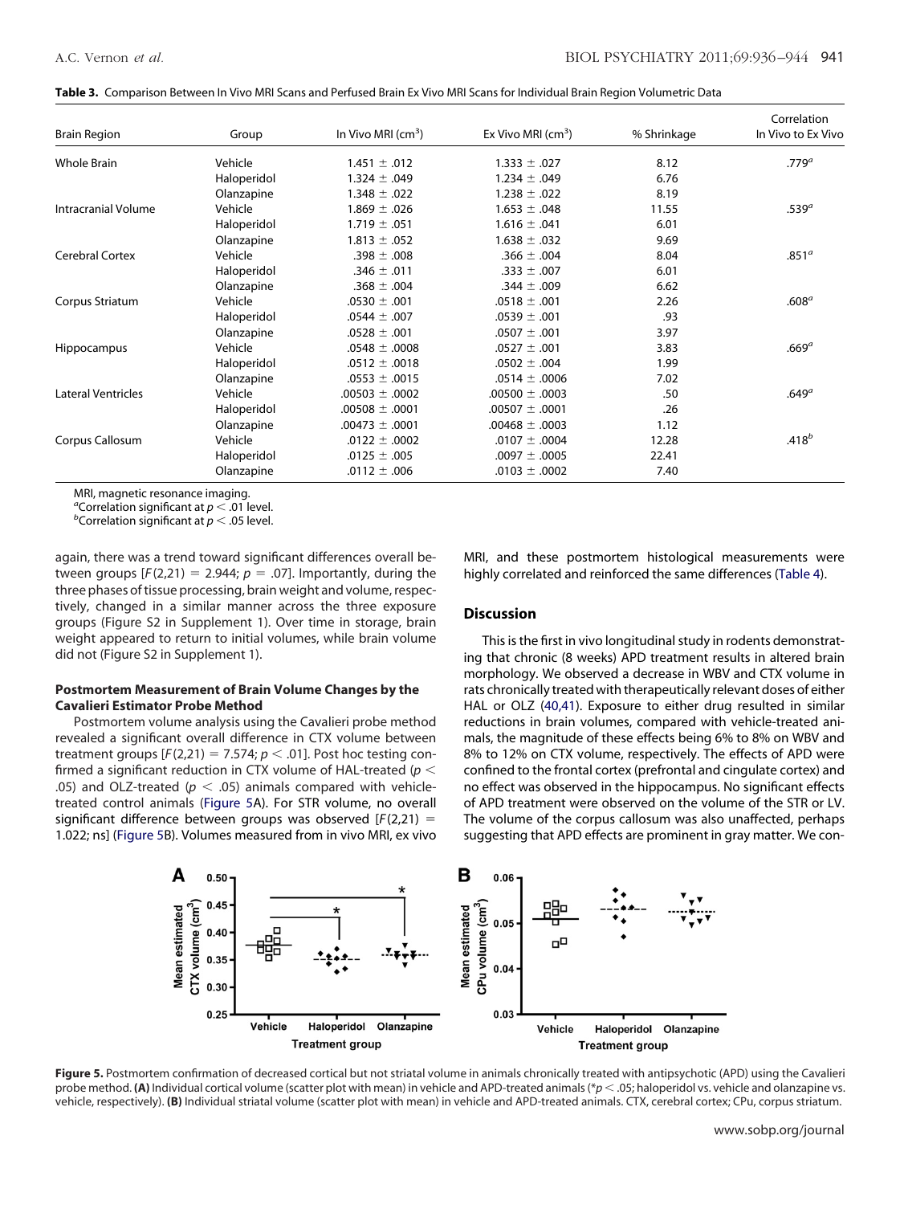**Table 3.** Comparison Between In Vivo MRI Scans and Perfused Brain Ex Vivo MRI Scans for Individual Brain Region Volumetric Data

| Brain Region | Group | In Vivo MRI ($cm^3$) | Ex Vivo MRI ($cm^3$) | % Shrinkage | Correlation In Vivo to Ex Vivo |
|---|---|---|---|---|---|
| Whole Brain | Vehicle | 1.451 ± .012 | 1.333 ± .027 | 8.12 | .779[a] |
| | Haloperidol | 1.324 ± .049 | 1.234 ± .049 | 6.76 | |
| | Olanzapine | 1.348 ± .022 | 1.238 ± .022 | 8.19 | |
| Intracranial Volume | Vehicle | 1.869 ± .026 | 1.653 ± .048 | 11.55 | .539[a] |
| | Haloperidol | 1.719 ± .051 | 1.616 ± .041 | 6.01 | |
| | Olanzapine | 1.813 ± .052 | 1.638 ± .032 | 9.69 | |
| Cerebral Cortex | Vehicle | .398 ± .008 | .366 ± .004 | 8.04 | .851[a] |
| | Haloperidol | .346 ± .011 | .333 ± .007 | 6.01 | |
| | Olanzapine | .368 ± .004 | .344 ± .009 | 6.62 | |
| Corpus Striatum | Vehicle | .0530 ± .001 | .0518 ± .001 | 2.26 | .608[a] |
| | Haloperidol | .0544 ± .007 | .0539 ± .001 | .93 | |
| | Olanzapine | .0528 ± .001 | .0507 ± .001 | 3.97 | |
| Hippocampus | Vehicle | .0548 ± .0008 | .0527 ± .001 | 3.83 | .669[a] |
| | Haloperidol | .0512 ± .0018 | .0502 ± .004 | 1.99 | |
| | Olanzapine | .0553 ± .0015 | .0514 ± .0006 | 7.02 | |
| Lateral Ventricles | Vehicle | .00503 ± .0002 | .00500 ± .0003 | .50 | .649[a] |
| | Haloperidol | .00508 ± .0001 | .00507 ± .0001 | .26 | |
| | Olanzapine | .00473 ± .0001 | .00468 ± .0003 | 1.12 | |
| Corpus Callosum | Vehicle | .0122 ± .0002 | .0107 ± .0004 | 12.28 | .418[b] |
| | Haloperidol | .0125 ± .005 | .0097 ± .0005 | 22.41 | |
| | Olanzapine | .0112 ± .006 | .0103 ± .0002 | 7.40 | |

MRI, magnetic resonance imaging.
[a]Correlation significant at $p < .01$ level.
[b]Correlation significant at $p < .05$ level.

again, there was a trend toward significant differences overall between groups [$F(2,21) = 2.944$; $p = .07$]. Importantly, during the three phases of tissue processing, brain weight and volume, respectively, changed in a similar manner across the three exposure groups (Figure S2 in Supplement 1). Over time in storage, brain weight appeared to return to initial volumes, while brain volume did not (Figure S2 in Supplement 1).

#### Postmortem Measurement of Brain Volume Changes by the Cavalieri Estimator Probe Method

Postmortem volume analysis using the Cavalieri probe method revealed a significant overall difference in CTX volume between treatment groups [$F(2,21) = 7.574$; $p < .01$]. Post hoc testing confirmed a significant reduction in CTX volume of HAL-treated ($p < .05$) and OLZ-treated ($p < .05$) animals compared with vehicle-treated control animals (Figure 5A). For STR volume, no overall significant difference between groups was observed [$F(2,21) = 1.022$; ns] (Figure 5B). Volumes measured from in vivo MRI, ex vivo MRI, and these postmortem histological measurements were highly correlated and reinforced the same differences (Table 4).

## Discussion

This is the first in vivo longitudinal study in rodents demonstrating that chronic (8 weeks) APD treatment results in altered brain morphology. We observed a decrease in WBV and CTX volume in rats chronically treated with therapeutically relevant doses of either HAL or OLZ (40,41). Exposure to either drug resulted in similar reductions in brain volumes, compared with vehicle-treated animals, the magnitude of these effects being 6% to 8% on WBV and 8% to 12% on CTX volume, respectively. The effects of APD were confined to the frontal cortex (prefrontal and cingulate cortex) and no effect was observed in the hippocampus. No significant effects of APD treatment were observed on the volume of the STR or LV. The volume of the corpus callosum was also unaffected, perhaps suggesting that APD effects are prominent in gray matter. We con-

**Figure 5.** Postmortem confirmation of decreased cortical but not striatal volume in animals chronically treated with antipsychotic (APD) using the Cavalieri probe method. **(A)** Individual cortical volume (scatter plot with mean) in vehicle and APD-treated animals (*$p < .05$; haloperidol vs. vehicle and olanzapine vs. vehicle, respectively). **(B)** Individual striatal volume (scatter plot with mean) in vehicle and APD-treated animals. CTX, cerebral cortex; CPu, corpus striatum.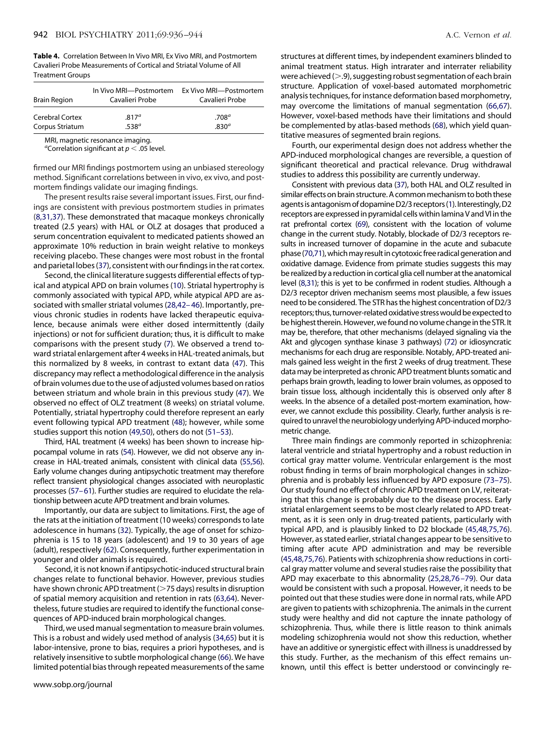**Table 4.** Correlation Between In Vivo MRI, Ex Vivo MRI, and Postmortem Cavalieri Probe Measurements of Cortical and Striatal Volume of All Treatment Groups

| Brain Region | In Vivo MRI—Postmortem Cavalieri Probe | Ex Vivo MRI—Postmortem Cavalieri Probe |
|---|---|---|
| Cerebral Cortex | .817[a] | .708[a] |
| Corpus Striatum | .538[a] | .830[a] |

MRI, magnetic resonance imaging.

[a]Correlation significant at $p < .05$ level.

firmed our MRI findings postmortem using an unbiased stereology method. Significant correlations between in vivo, ex vivo, and postmortem findings validate our imaging findings.

The present results raise several important issues. First, our findings are consistent with previous postmortem studies in primates (8,31,37). These demonstrated that macaque monkeys chronically treated (2.5 years) with HAL or OLZ at dosages that produced a serum concentration equivalent to medicated patients showed an approximate 10% reduction in brain weight relative to monkeys receiving placebo. These changes were most robust in the frontal and parietal lobes (37), consistent with our findings in the rat cortex.

Second, the clinical literature suggests differential effects of typical and atypical APD on brain volumes (10). Striatal hypertrophy is commonly associated with typical APD, while atypical APD are associated with smaller striatal volumes (28,42–46). Importantly, previous chronic studies in rodents have lacked therapeutic equivalence, because animals were either dosed intermittently (daily injections) or not for sufficient duration; thus, it is difficult to make comparisons with the present study (7). We observed a trend toward striatal enlargement after 4 weeks in HAL-treated animals, but this normalized by 8 weeks, in contrast to extant data (47). This discrepancy may reflect a methodological difference in the analysis of brain volumes due to the use of adjusted volumes based on ratios between striatum and whole brain in this previous study (47). We observed no effect of OLZ treatment (8 weeks) on striatal volume. Potentially, striatal hypertrophy could therefore represent an early event following typical APD treatment (48); however, while some studies support this notion (49,50), others do not (51–53).

Third, HAL treatment (4 weeks) has been shown to increase hippocampal volume in rats (54). However, we did not observe any increase in HAL-treated animals, consistent with clinical data (55,56). Early volume changes during antipsychotic treatment may therefore reflect transient physiological changes associated with neuroplastic processes (57–61). Further studies are required to elucidate the relationship between acute APD treatment and brain volumes.

Importantly, our data are subject to limitations. First, the age of the rats at the initiation of treatment (10 weeks) corresponds to late adolescence in humans (32). Typically, the age of onset for schizophrenia is 15 to 18 years (adolescent) and 19 to 30 years of age (adult), respectively (62). Consequently, further experimentation in younger and older animals is required.

Second, it is not known if antipsychotic-induced structural brain changes relate to functional behavior. However, previous studies have shown chronic APD treatment (>75 days) results in disruption of spatial memory acquisition and retention in rats (63,64). Nevertheless, future studies are required to identify the functional consequences of APD-induced brain morphological changes.

Third, we used manual segmentation to measure brain volumes. This is a robust and widely used method of analysis (34,65) but it is labor-intensive, prone to bias, requires a priori hypotheses, and is relatively insensitive to subtle morphological change (66). We have limited potential bias through repeated measurements of the same structures at different times, by independent examiners blinded to animal treatment status. High intrarater and interrater reliability were achieved (>.9), suggesting robust segmentation of each brain structure. Application of voxel-based automated morphometric analysis techniques, for instance deformation based morphometry, may overcome the limitations of manual segmentation (66,67). However, voxel-based methods have their limitations and should be complemented by atlas-based methods (68), which yield quantitative measures of segmented brain regions.

Fourth, our experimental design does not address whether the APD-induced morphological changes are reversible, a question of significant theoretical and practical relevance. Drug withdrawal studies to address this possibility are currently underway.

Consistent with previous data (37), both HAL and OLZ resulted in similar effects on brain structure. A common mechanism to both these agents is antagonism of dopamine D2/3 receptors (1). Interestingly, D2 receptors are expressed in pyramidal cells within lamina V and VI in the rat prefrontal cortex (69), consistent with the location of volume change in the current study. Notably, blockade of D2/3 receptors results in increased turnover of dopamine in the acute and subacute phase (70,71), which may result in cytotoxic free radical generation and oxidative damage. Evidence from primate studies suggests this may be realized by a reduction in cortical glia cell number at the anatomical level (8,31); this is yet to be confirmed in rodent studies. Although a D2/3 receptor driven mechanism seems most plausible, a few issues need to be considered. The STR has the highest concentration of D2/3 receptors; thus, turnover-related oxidative stress would be expected to be highest therein. However, we found no volume change in the STR. It may be, therefore, that other mechanisms (delayed signaling via the Akt and glycogen synthase kinase 3 pathways) (72) or idiosyncratic mechanisms for each drug are responsible. Notably, APD-treated animals gained less weight in the first 2 weeks of drug treatment. These data may be interpreted as chronic APD treatment blunts somatic and perhaps brain growth, leading to lower brain volumes, as opposed to brain tissue loss, although incidentally this is observed only after 8 weeks. In the absence of a detailed post-mortem examination, however, we cannot exclude this possibility. Clearly, further analysis is required to unravel the neurobiology underlying APD-induced morphometric change.

Three main findings are commonly reported in schizophrenia: lateral ventricle and striatal hypertrophy and a robust reduction in cortical gray matter volume. Ventricular enlargement is the most robust finding in terms of brain morphological changes in schizophrenia and is probably less influenced by APD exposure (73–75). Our study found no effect of chronic APD treatment on LV, reiterating that this change is probably due to the disease process. Early striatal enlargement seems to be most clearly related to APD treatment, as it is seen only in drug-treated patients, particularly with typical APD, and is plausibly linked to D2 blockade (45,48,75,76). However, as stated earlier, striatal changes appear to be sensitive to timing after acute APD administration and may be reversible (45,48,75,76). Patients with schizophrenia show reductions in cortical gray matter volume and several studies raise the possibility that APD may exacerbate to this abnormality (25,28,76–79). Our data would be consistent with such a proposal. However, it needs to be pointed out that these studies were done in normal rats, while APD are given to patients with schizophrenia. The animals in the current study were healthy and did not capture the innate pathology of schizophrenia. Thus, while there is little reason to think animals modeling schizophrenia would not show this reduction, whether have an additive or synergistic effect with illness is unaddressed by this study. Further, as the mechanism of this effect remains unknown, until this effect is better understood or convincingly re-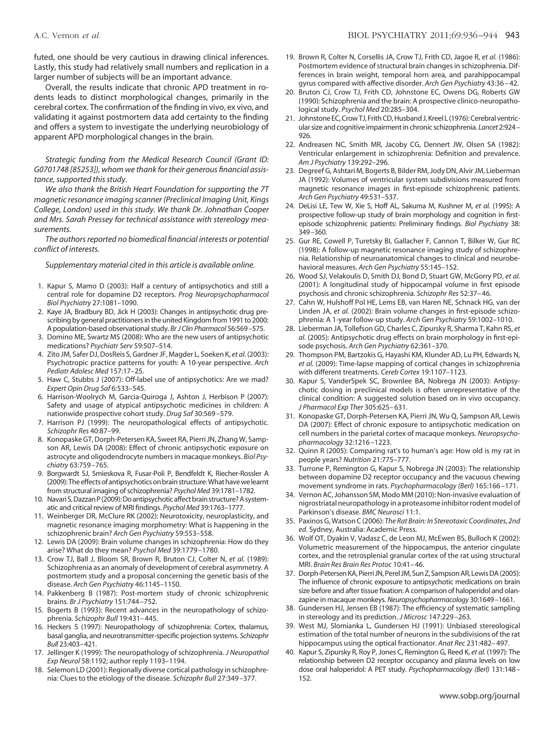futed, one should be very cautious in drawing clinical inferences. Lastly, this study had relatively small numbers and replication in a larger number of subjects will be an important advance.

Overall, the results indicate that chronic APD treatment in rodents leads to distinct morphological changes, primarily in the cerebral cortex. The confirmation of the finding in vivo, ex vivo, and validating it against postmortem data add certainty to the finding and offers a system to investigate the underlying neurobiology of apparent APD morphological changes in the brain.

*Strategic funding from the Medical Research Council (Grant ID: G0701748 [85253]), whom we thank for their generous financial assistance, supported this study.*

*We also thank the British Heart Foundation for supporting the 7T magnetic resonance imaging scanner (Preclinical Imaging Unit, Kings College, London) used in this study. We thank Dr. Johnathan Cooper and Mrs. Sarah Pressey for technical assistance with stereology measurements.*

*The authors reported no biomedical financial interests or potential conflict of interests.*

*Supplementary material cited in this article is available online.*

1. Kapur S, Mamo D (2003): Half a century of antipsychotics and still a central role for dopamine D2 receptors. *Prog Neuropsychopharmacol Biol Psychiatry* 27:1081–1090.
2. Kaye JA, Bradbury BD, Jick H (2003): Changes in antipsychotic drug prescribing by general practitioners in the united Kingdom from 1991 to 2000: A population-based observational study. *Br J Clin Pharmacol* 56:569–575.
3. Domino ME, Swartz MS (2008): Who are the new users of antipsychotic medications? *Psychiatr Serv* 59:507–514.
4. Zito JM, Safer DJ, DosReis S, Gardner JF, Magder L, Soeken K, *et al.* (2003): Psychotropic practice patterns for youth: A 10-year perspective. *Arch Pediatr Adolesc Med* 157:17–25.
5. Haw C, Stubbs J (2007): Off-label use of antipsychotics: Are we mad? *Expert Opin Drug Saf* 6:533–545.
6. Harrison-Woolrych M, Garcia-Quiroga J, Ashton J, Herbison P (2007): Safety and usage of atypical antipsychotic medicines in children: A nationwide prospective cohort study. *Drug Saf* 30:569–579.
7. Harrison PJ (1999): The neuropathological effects of antipsychotic. *Schizophr Res* 40:87–99.
8. Konopaske GT, Dorph-Petersen KA, Sweet RA, Pierri JN, Zhang W, Sampson AR, Lewis DA (2008): Effect of chronic antipsychotic exposure on astrocyte and oligodendrocyte numbers in macaque monkeys. *Biol Psychiatry* 63:759–765.
9. Borgwardt SJ, Smieskova R, Fusar-Poli P, Bendfeldt K, Riecher-Rossler A (2009): The effects of antipsychotics on brain structure: What have we learnt from structural imaging of schizophrenia? *Psychol Med* 39:1781–1782.
10. Navari S, Dazzan P (2009): Do antipsychotic affect brain structure? A systematic and critical review of MRI findings. *Psychol Med* 39:1763–1777.
11. Weinberger DR, McClure RK (2002): Neurotoxicity, neuroplasticity, and magnetic resonance imaging morphometry: What is happening in the schizophrenic brain? *Arch Gen Psychiatry* 59:553–558.
12. Lewis DA (2009): Brain volume changes in schizophrenia: How do they arise? What do they mean? *Psychol Med* 39:1779–1780.
13. Crow TJ, Ball J, Bloom SR, Brown R, Bruton CJ, Colter N, *et al.* (1989): Schizophrenia as an anomaly of development of cerebral asymmetry. A postmortem study and a proposal concerning the genetic basis of the disease. *Arch Gen Psychiatry* 46:1145–1150.
14. Pakkenberg B (1987): Post-mortem study of chronic schizophrenic brains. *Br J Psychiatry* 151:744–752.
15. Bogerts B (1993): Recent advances in the neuropathology of schizophrenia. *Schizophr Bull* 19:431–445.
16. Heckers S (1997): Neuropathology of schizophrenia: Cortex, thalamus, basal ganglia, and neurotransmitter-specific projection systems. *Schizophr Bull* 23:403–421.
17. Jellinger K (1999): The neuropathology of schizophrenia. *J Neuropathol Exp Neurol* 58:1192; author reply 1193–1194.
18. Selemon LD (2001): Regionally diverse cortical pathology in schizophrenia: Clues to the etiology of the disease. *Schizophr Bull* 27:349–377.
19. Brown R, Colter N, Corsellis JA, Crow TJ, Frith CD, Jagoe R, *et al.* (1986): Postmortem evidence of structural brain changes in schizophrenia. Differences in brain weight, temporal horn area, and parahippocampal gyrus compared with affective disorder. *Arch Gen Psychiatry* 43:36–42.
20. Bruton CJ, Crow TJ, Frith CD, Johnstone EC, Owens DG, Roberts GW (1990): Schizophrenia and the brain: A prospective clinico-neuropathological study. *Psychol Med* 20:285–304.
21. Johnstone EC, Crow TJ, Frith CD, Husband J, Kreel L (1976): Cerebral ventricular size and cognitive impairment in chronic schizophrenia. *Lancet* 2:924–926.
22. Andreasen NC, Smith MR, Jacoby CG, Dennert JW, Olsen SA (1982): Ventricular enlargement in schizophrenia: Definition and prevalence. *Am J Psychiatry* 139:292–296.
23. Degreef G, Ashtari M, Bogerts B, Bilder RM, Jody DN, Alvir JM, Lieberman JA (1992): Volumes of ventricular system subdivisions measured from magnetic resonance images in first-episode schizophrenic patients. *Arch Gen Psychiatry* 49:531–537.
24. DeLisi LE, Tew W, Xie S, Hoff AL, Sakuma M, Kushner M, *et al.* (1995): A prospective follow-up study of brain morphology and cognition in first-episode schizophrenic patients: Preliminary findings. *Biol Psychiatry* 38: 349–360.
25. Gur RE, Cowell P, Turetsky BI, Gallacher F, Cannon T, Bilker W, Gur RC (1998): A follow-up magnetic resonance imaging study of schizophrenia. Relationship of neuroanatomical changes to clinical and neurobehavioral measures. *Arch Gen Psychiatry* 55:145–152.
26. Wood SJ, Velakoulis D, Smith DJ, Bond D, Stuart GW, McGorry PD, *et al.* (2001): A longitudinal study of hippocampal volume in first episode psychosis and chronic schizophrenia. *Schizophr Res* 52:37–46.
27. Cahn W, Hulshoff Pol HE, Lems EB, van Haren NE, Schnack HG, van der Linden JA, *et al.* (2002): Brain volume changes in first-episode schizophrenia: A 1-year follow-up study. *Arch Gen Psychiatry* 59:1002–1010.
28. Lieberman JA, Tollefson GD, Charles C, Zipursky R, Sharma T, Kahn RS, *et al.* (2005): Antipsychotic drug effects on brain morphology in first-episode psychosis. *Arch Gen Psychiatry* 62:361–370.
29. Thompson PM, Bartzokis G, Hayashi KM, Klunder AD, Lu PH, Edwards N, *et al.* (2009): Time-lapse mapping of cortical changes in schizophrenia with different treatments. *Cereb Cortex* 19:1107–1123.
30. Kapur S, VanderSpek SC, Brownlee BA, Nobrega JN (2003): Antipsychotic dosing in preclinical models is often unrepresentative of the clinical condition: A suggested solution based on in vivo occupancy. *J Pharmacol Exp Ther* 305:625–631.
31. Konopaske GT, Dorph-Petersen KA, Pierri JN, Wu Q, Sampson AR, Lewis DA (2007): Effect of chronic exposure to antipsychotic medication on cell numbers in the parietal cortex of macaque monkeys. *Neuropsychopharmacology* 32:1216–1223.
32. Quinn R (2005): Comparing rat's to human's age: How old is my rat in people years? *Nutrition* 21:775–777.
33. Turrone P, Remington G, Kapur S, Nobrega JN (2003): The relationship between dopamine D2 receptor occupancy and the vacuous chewing movement syndrome in rats. *Psychopharmacology (Berl)* 165:166–171.
34. Vernon AC, Johansson SM, Modo MM (2010): Non-invasive evaluation of nigrostriatal neuropathology in a proteasome inhibitor rodent model of Parkinson's disease. *BMC Neurosci* 11:1.
35. Paxinos G, Watson C (2006): *The Rat Brain: In Stereotaxic Coordinates, 2nd ed.* Sydney, Australia: Academic Press.
36. Wolf OT, Dyakin V, Vadasz C, de Leon MJ, McEwen BS, Bulloch K (2002): Volumetric measurement of the hippocampus, the anterior cingulate cortex, and the retrosplenial granular cortex of the rat using structural MRI. *Brain Res Brain Res Protoc* 10:41–46.
37. Dorph-Petersen KA, Pierri JN, Perel JM, Sun Z, Sampson AR, Lewis DA (2005): The influence of chronic exposure to antipsychotic medications on brain size before and after tissue fixation: A comparison of haloperidol and olanzapine in macaque monkeys. *Neuropsychopharmacology* 30:1649–1661.
38. Gundersen HJ, Jensen EB (1987): The efficiency of systematic sampling in stereology and its prediction. *J Microsc* 147:229–263.
39. West MJ, Slomianka L, Gundersen HJ (1991): Unbiased stereological estimation of the total number of neurons in the subdivisions of the rat hippocampus using the optical fractionator. *Anat Rec* 231:482–497.
40. Kapur S, Zipursky R, Roy P, Jones C, Remington G, Reed K, *et al.* (1997): The relationship between D2 receptor occupancy and plasma levels on low dose oral haloperidol: A PET study. *Psychopharmacology (Berl)* 131:148–152.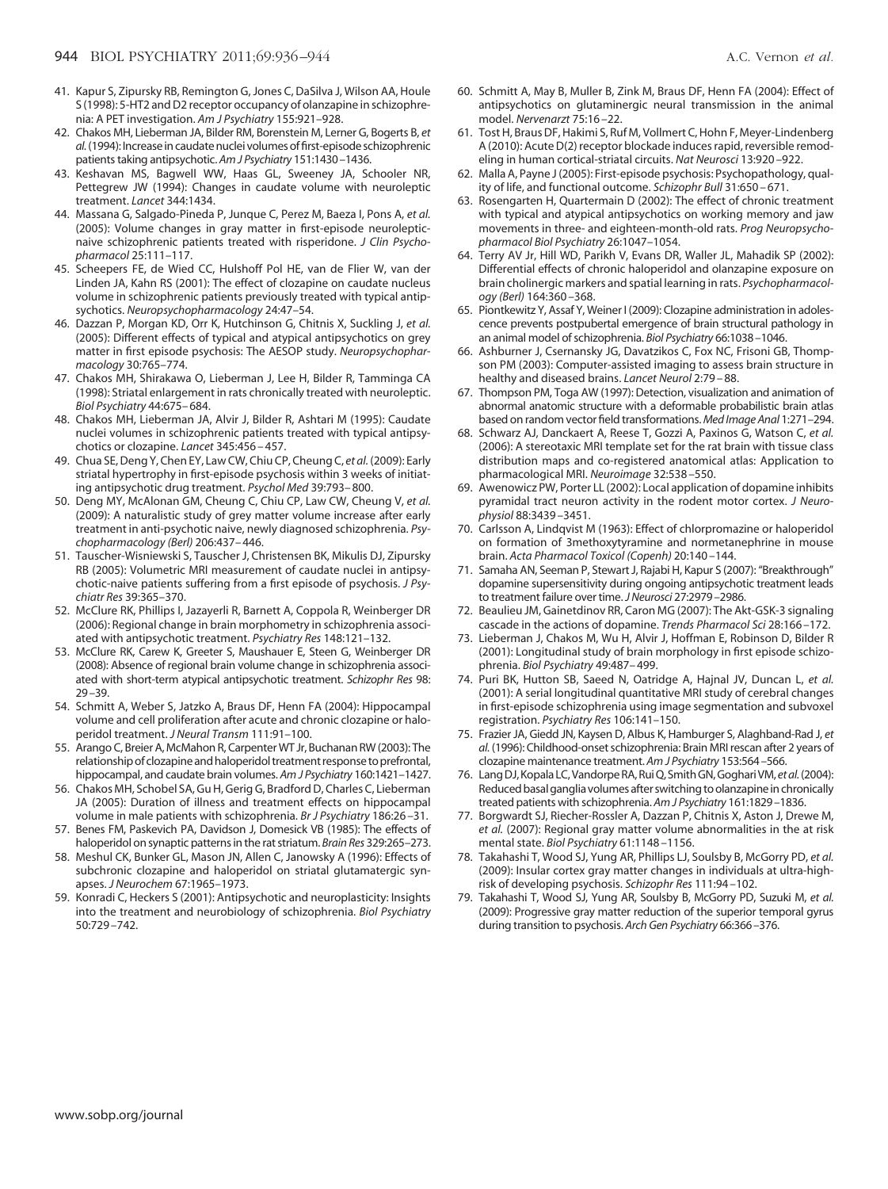41. Kapur S, Zipursky RB, Remington G, Jones C, DaSilva J, Wilson AA, Houle S (1998): 5-HT2 and D2 receptor occupancy of olanzapine in schizophrenia: A PET investigation. *Am J Psychiatry* 155:921–928.
42. Chakos MH, Lieberman JA, Bilder RM, Borenstein M, Lerner G, Bogerts B, *et al.* (1994): Increase in caudate nuclei volumes of first-episode schizophrenic patients taking antipsychotic. *Am J Psychiatry* 151:1430–1436.
43. Keshavan MS, Bagwell WW, Haas GL, Sweeney JA, Schooler NR, Pettegrew JW (1994): Changes in caudate volume with neuroleptic treatment. *Lancet* 344:1434.
44. Massana G, Salgado-Pineda P, Junque C, Perez M, Baeza I, Pons A, *et al.* (2005): Volume changes in gray matter in first-episode neuroleptic-naive schizophrenic patients treated with risperidone. *J Clin Psychopharmacol* 25:111–117.
45. Scheepers FE, de Wied CC, Hulshoff Pol HE, van de Flier W, van der Linden JA, Kahn RS (2001): The effect of clozapine on caudate nucleus volume in schizophrenic patients previously treated with typical antipsychotics. *Neuropsychopharmacology* 24:47–54.
46. Dazzan P, Morgan KD, Orr K, Hutchinson G, Chitnis X, Suckling J, *et al.* (2005): Different effects of typical and atypical antipsychotics on grey matter in first episode psychosis: The AESOP study. *Neuropsychopharmacology* 30:765–774.
47. Chakos MH, Shirakawa O, Lieberman J, Lee H, Bilder R, Tamminga CA (1998): Striatal enlargement in rats chronically treated with neuroleptic. *Biol Psychiatry* 44:675–684.
48. Chakos MH, Lieberman JA, Alvir J, Bilder R, Ashtari M (1995): Caudate nuclei volumes in schizophrenic patients treated with typical antipsychotics or clozapine. *Lancet* 345:456–457.
49. Chua SE, Deng Y, Chen EY, Law CW, Chiu CP, Cheung C, *et al.* (2009): Early striatal hypertrophy in first-episode psychosis within 3 weeks of initiating antipsychotic drug treatment. *Psychol Med* 39:793–800.
50. Deng MY, McAlonan GM, Cheung C, Chiu CP, Law CW, Cheung V, *et al.* (2009): A naturalistic study of grey matter volume increase after early treatment in anti-psychotic naive, newly diagnosed schizophrenia. *Psychopharmacology (Berl)* 206:437–446.
51. Tauscher-Wisniewski S, Tauscher J, Christensen BK, Mikulis DJ, Zipursky RB (2005): Volumetric MRI measurement of caudate nuclei in antipsychotic-naive patients suffering from a first episode of psychosis. *J Psychiatr Res* 39:365–370.
52. McClure RK, Phillips I, Jazayerli R, Barnett A, Coppola R, Weinberger DR (2006): Regional change in brain morphometry in schizophrenia associated with antipsychotic treatment. *Psychiatry Res* 148:121–132.
53. McClure RK, Carew K, Greeter S, Maushauer E, Steen G, Weinberger DR (2008): Absence of regional brain volume change in schizophrenia associated with short-term atypical antipsychotic treatment. *Schizophr Res* 98: 29–39.
54. Schmitt A, Weber S, Jatzko A, Braus DF, Henn FA (2004): Hippocampal volume and cell proliferation after acute and chronic clozapine or haloperidol treatment. *J Neural Transm* 111:91–100.
55. Arango C, Breier A, McMahon R, Carpenter WT Jr, Buchanan RW (2003): The relationship of clozapine and haloperidol treatment response to prefrontal, hippocampal, and caudate brain volumes. *Am J Psychiatry* 160:1421–1427.
56. Chakos MH, Schobel SA, Gu H, Gerig G, Bradford D, Charles C, Lieberman JA (2005): Duration of illness and treatment effects on hippocampal volume in male patients with schizophrenia. *Br J Psychiatry* 186:26–31.
57. Benes FM, Paskevich PA, Davidson J, Domesick VB (1985): The effects of haloperidol on synaptic patterns in the rat striatum. *Brain Res* 329:265–273.
58. Meshul CK, Bunker GL, Mason JN, Allen C, Janowsky A (1996): Effects of subchronic clozapine and haloperidol on striatal glutamatergic synapses. *J Neurochem* 67:1965–1973.
59. Konradi C, Heckers S (2001): Antipsychotic and neuroplasticity: Insights into the treatment and neurobiology of schizophrenia. *Biol Psychiatry* 50:729–742.
60. Schmitt A, May B, Muller B, Zink M, Braus DF, Henn FA (2004): Effect of antipsychotics on glutaminergic neural transmission in the animal model. *Nervenarzt* 75:16–22.
61. Tost H, Braus DF, Hakimi S, Ruf M, Vollmert C, Hohn F, Meyer-Lindenberg A (2010): Acute D(2) receptor blockade induces rapid, reversible remodeling in human cortical-striatal circuits. *Nat Neurosci* 13:920–922.
62. Malla A, Payne J (2005): First-episode psychosis: Psychopathology, quality of life, and functional outcome. *Schizophr Bull* 31:650–671.
63. Rosengarten H, Quartermain D (2002): The effect of chronic treatment with typical and atypical antipsychotics on working memory and jaw movements in three- and eighteen-month-old rats. *Prog Neuropsychopharmacol Biol Psychiatry* 26:1047–1054.
64. Terry AV Jr, Hill WD, Parikh V, Evans DR, Waller JL, Mahadik SP (2002): Differential effects of chronic haloperidol and olanzapine exposure on brain cholinergic markers and spatial learning in rats. *Psychopharmacology (Berl)* 164:360–368.
65. Piontkewitz Y, Assaf Y, Weiner I (2009): Clozapine administration in adolescence prevents postpubertal emergence of brain structural pathology in an animal model of schizophrenia. *Biol Psychiatry* 66:1038–1046.
66. Ashburner J, Csernansky JG, Davatzikos C, Fox NC, Frisoni GB, Thompson PM (2003): Computer-assisted imaging to assess brain structure in healthy and diseased brains. *Lancet Neurol* 2:79–88.
67. Thompson PM, Toga AW (1997): Detection, visualization and animation of abnormal anatomic structure with a deformable probabilistic brain atlas based on random vector field transformations. *Med Image Anal* 1:271–294.
68. Schwarz AJ, Danckaert A, Reese T, Gozzi A, Paxinos G, Watson C, *et al.* (2006): A stereotaxic MRI template set for the rat brain with tissue class distribution maps and co-registered anatomical atlas: Application to pharmacological MRI. *Neuroimage* 32:538–550.
69. Awenowicz PW, Porter LL (2002): Local application of dopamine inhibits pyramidal tract neuron activity in the rodent motor cortex. *J Neurophysiol* 88:3439–3451.
70. Carlsson A, Lindqvist M (1963): Effect of chlorpromazine or haloperidol on formation of 3methoxytyramine and normetanephrine in mouse brain. *Acta Pharmacol Toxicol (Copenh)* 20:140–144.
71. Samaha AN, Seeman P, Stewart J, Rajabi H, Kapur S (2007): "Breakthrough" dopamine supersensitivity during ongoing antipsychotic treatment leads to treatment failure over time. *J Neurosci* 27:2979–2986.
72. Beaulieu JM, Gainetdinov RR, Caron MG (2007): The Akt-GSK-3 signaling cascade in the actions of dopamine. *Trends Pharmacol Sci* 28:166–172.
73. Lieberman J, Chakos M, Wu H, Alvir J, Hoffman E, Robinson D, Bilder R (2001): Longitudinal study of brain morphology in first episode schizophrenia. *Biol Psychiatry* 49:487–499.
74. Puri BK, Hutton SB, Saeed N, Oatridge A, Hajnal JV, Duncan L, *et al.* (2001): A serial longitudinal quantitative MRI study of cerebral changes in first-episode schizophrenia using image segmentation and subvoxel registration. *Psychiatry Res* 106:141–150.
75. Frazier JA, Giedd JN, Kaysen D, Albus K, Hamburger S, Alaghband-Rad J, *et al.* (1996): Childhood-onset schizophrenia: Brain MRI rescan after 2 years of clozapine maintenance treatment. *Am J Psychiatry* 153:564–566.
76. Lang DJ, Kopala LC, Vandorpe RA, Rui Q, Smith GN, Goghari VM, *et al.* (2004): Reduced basal ganglia volumes after switching to olanzapine in chronically treated patients with schizophrenia. *Am J Psychiatry* 161:1829–1836.
77. Borgwardt SJ, Riecher-Rossler A, Dazzan P, Chitnis X, Aston J, Drewe M, *et al.* (2007): Regional gray matter volume abnormalities in the at risk mental state. *Biol Psychiatry* 61:1148–1156.
78. Takahashi T, Wood SJ, Yung AR, Phillips LJ, Soulsby B, McGorry PD, *et al.* (2009): Insular cortex gray matter changes in individuals at ultra-high-risk of developing psychosis. *Schizophr Res* 111:94–102.
79. Takahashi T, Wood SJ, Yung AR, Soulsby B, McGorry PD, Suzuki M, *et al.* (2009): Progressive gray matter reduction of the superior temporal gyrus during transition to psychosis. *Arch Gen Psychiatry* 66:366–376.